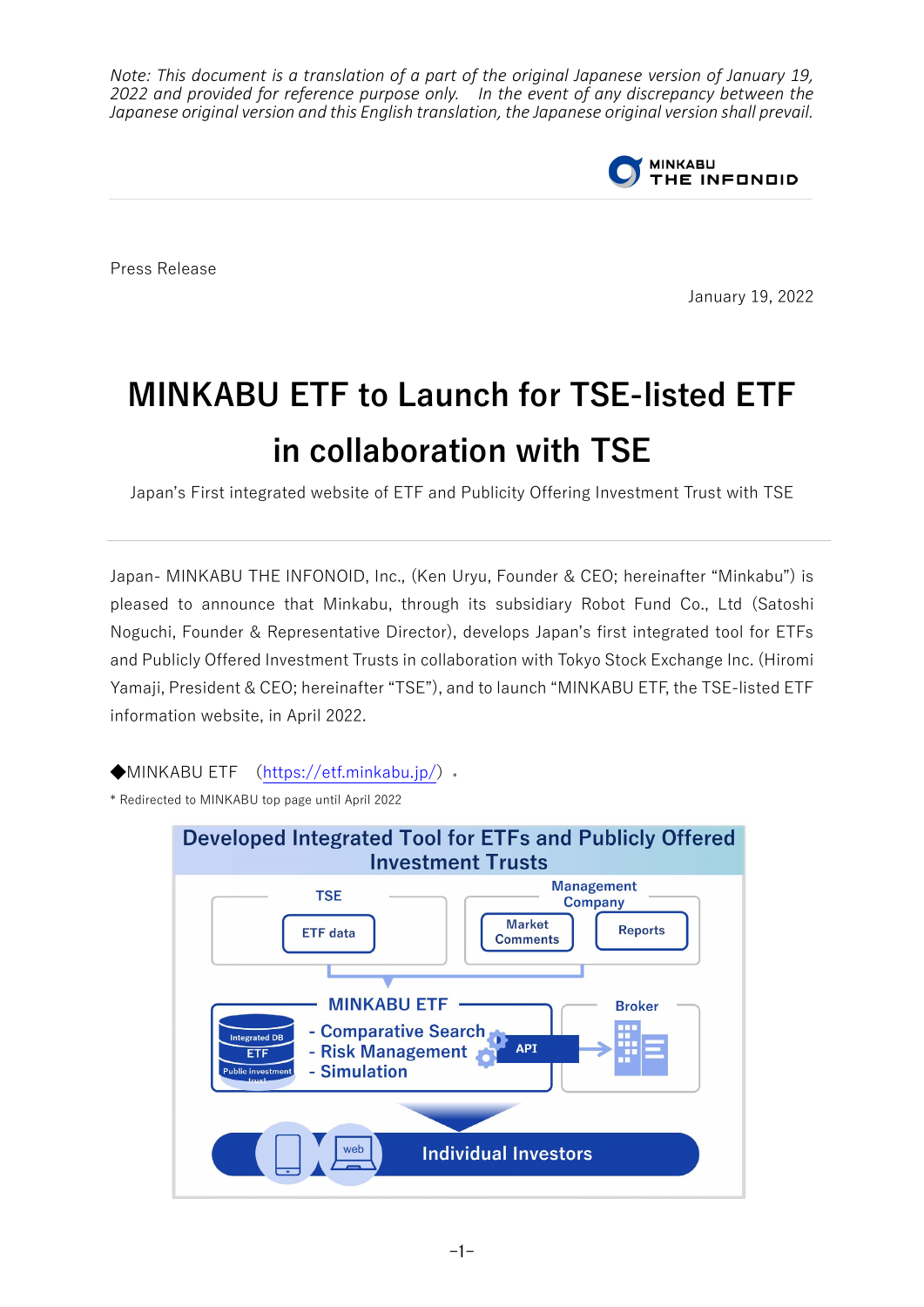*Note: This document is a translation of a part of the original Japanese version of January 19, 2022 and provided for reference purpose only. In the event of any discrepancy between the Japanese original version and this English translation, the Japanese original version shall prevail.*

MINKABU THE INFONOID

Press Release

January 19, 2022

# MINKABU ETF to Launch for TSE-listed ETF in collaboration with TSE

Japan's First integrated website of ETF and Publicity Offering Investment Trust with TSE

Japan- MINKABU THE INFONOID, Inc., (Ken Uryu, Founder & CEO; hereinafter "Minkabu") is pleased to announce that Minkabu, through its subsidiary Robot Fund Co., Ltd (Satoshi Noguchi, Founder & Representative Director), develops Japan's first integrated tool for ETFs and Publicly Offered Investment Trusts in collaboration with Tokyo Stock Exchange Inc. (Hiromi Yamaji, President & CEO; hereinafter "TSE"), and to launch "MINKABU ETF, the TSE-listed ETF information website, in April 2022.

◆MINKABU ETF　(https://etf.minkabu.jp/) *

\* Redirected to MINKABU top page until April 2022

**Developed Integrated Tool for ETFs and Publicly Offered Investment Trusts**

- TSE: ETF data
- Management Company: Market Comments, Reports
- MINKABU ETF (Integrated DB: ETF, Public investment trust)
  - Comparative Search
  - Risk Management
  - Simulation
- API → Broker
- Individual Investors (web)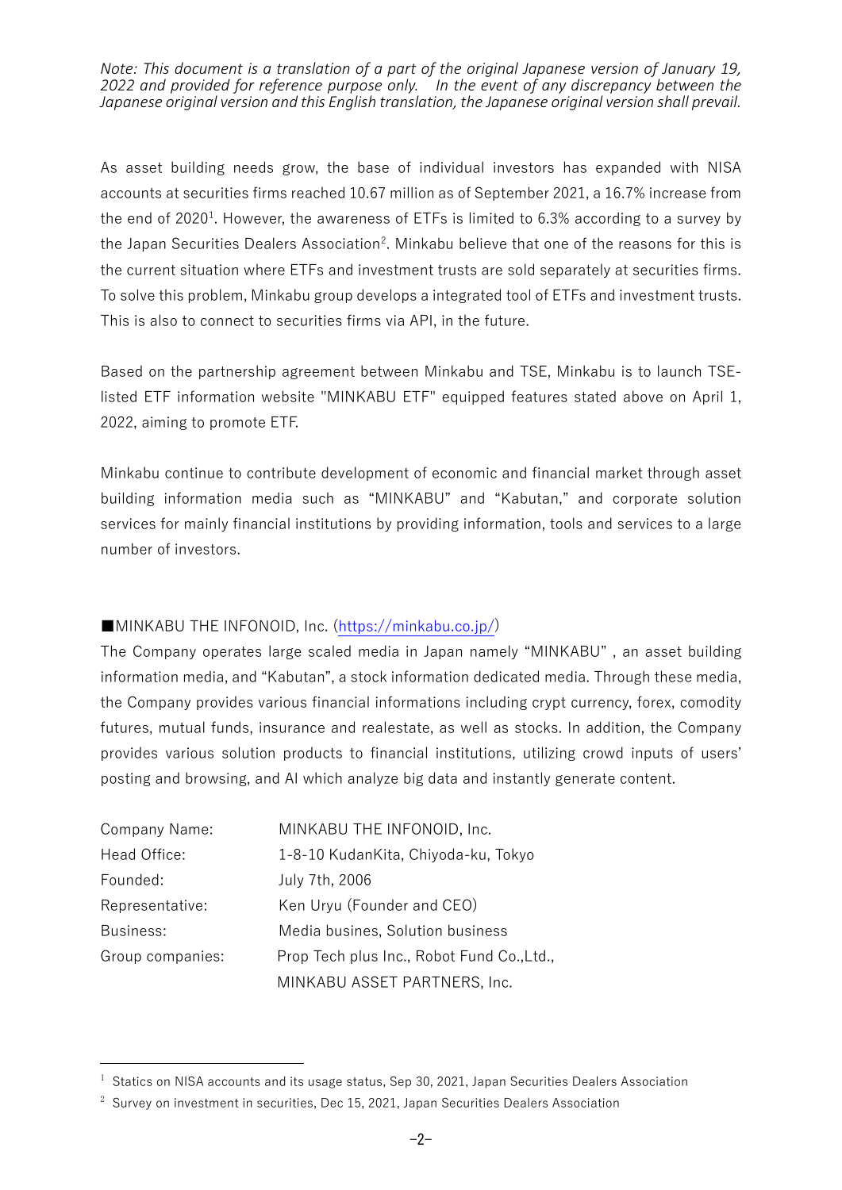*Note: This document is a translation of a part of the original Japanese version of January 19, 2022 and provided for reference purpose only. In the event of any discrepancy between the Japanese original version and this English translation, the Japanese original version shall prevail.*

As asset building needs grow, the base of individual investors has expanded with NISA accounts at securities firms reached 10.67 million as of September 2021, a 16.7% increase from the end of 2020[1]. However, the awareness of ETFs is limited to 6.3% according to a survey by the Japan Securities Dealers Association[2]. Minkabu believe that one of the reasons for this is the current situation where ETFs and investment trusts are sold separately at securities firms. To solve this problem, Minkabu group develops a integrated tool of ETFs and investment trusts. This is also to connect to securities firms via API, in the future.

Based on the partnership agreement between Minkabu and TSE, Minkabu is to launch TSE-listed ETF information website "MINKABU ETF" equipped features stated above on April 1, 2022, aiming to promote ETF.

Minkabu continue to contribute development of economic and financial market through asset building information media such as “MINKABU” and “Kabutan,” and corporate solution services for mainly financial institutions by providing information, tools and services to a large number of investors.

■MINKABU THE INFONOID, Inc. (https://minkabu.co.jp/)

The Company operates large scaled media in Japan namely “MINKABU” , an asset building information media, and “Kabutan”, a stock information dedicated media. Through these media, the Company provides various financial informations including crypt currency, forex, comodity futures, mutual funds, insurance and realestate, as well as stocks. In addition, the Company provides various solution products to financial institutions, utilizing crowd inputs of users’ posting and browsing, and AI which analyze big data and instantly generate content.

| | |
|---|---|
| Company Name: | MINKABU THE INFONOID, Inc. |
| Head Office: | 1-8-10 KudanKita, Chiyoda-ku, Tokyo |
| Founded: | July 7th, 2006 |
| Representative: | Ken Uryu (Founder and CEO) |
| Business: | Media busines, Solution business |
| Group companies: | Prop Tech plus Inc., Robot Fund Co.,Ltd., MINKABU ASSET PARTNERS, Inc. |

---

[1] Statics on NISA accounts and its usage status, Sep 30, 2021, Japan Securities Dealers Association

[2] Survey on investment in securities, Dec 15, 2021, Japan Securities Dealers Association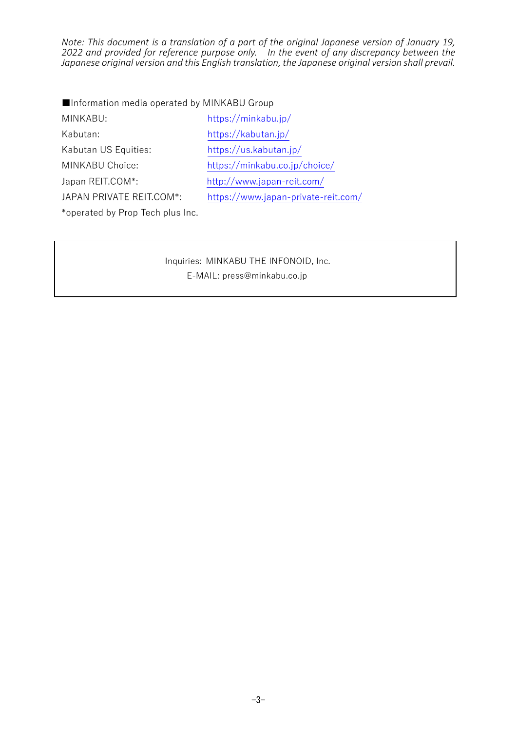*Note: This document is a translation of a part of the original Japanese version of January 19, 2022 and provided for reference purpose only. In the event of any discrepancy between the Japanese original version and this English translation, the Japanese original version shall prevail.*

■Information media operated by MINKABU Group

| | |
|---|---|
| MINKABU: | https://minkabu.jp/ |
| Kabutan: | https://kabutan.jp/ |
| Kabutan US Equities: | https://us.kabutan.jp/ |
| MINKABU Choice: | https://minkabu.co.jp/choice/ |
| Japan REIT.COM*: | http://www.japan-reit.com/ |
| JAPAN PRIVATE REIT.COM*: | https://www.japan-private-reit.com/ |

*operated by Prop Tech plus Inc.

Inquiries: MINKABU THE INFONOID, Inc.
E-MAIL: press@minkabu.co.jp